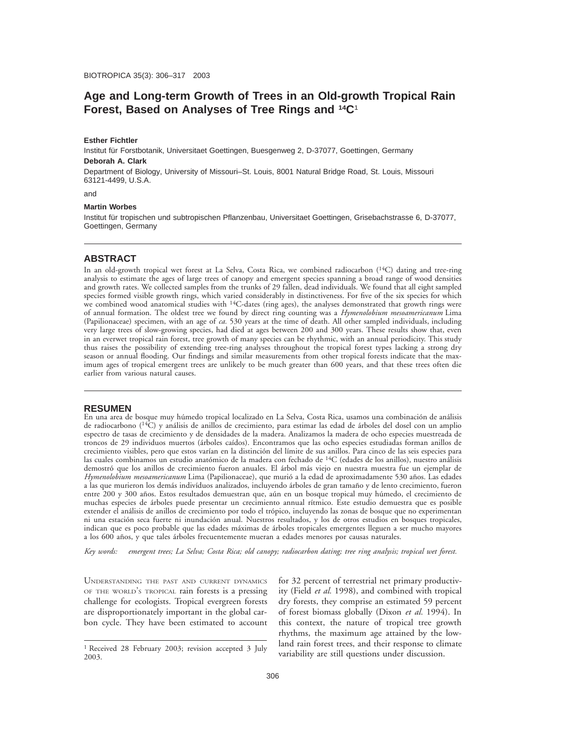# Age and Long-term Growth of Trees in an Old-growth Tropical Rain Forest, Based on Analyses of Tree Rings and $^{14}C$[1]

**Esther Fichtler**

Institut für Forstbotanik, Universitaet Goettingen, Buesgenweg 2, D-37077, Goettingen, Germany

**Deborah A. Clark**

Department of Biology, University of Missouri–St. Louis, 8001 Natural Bridge Road, St. Louis, Missouri 63121-4499, U.S.A.

and

**Martin Worbes**

Institut für tropischen und subtropischen Pflanzenbau, Universitaet Goettingen, Grisebachstrasse 6, D-37077, Goettingen, Germany

## ABSTRACT

In an old-growth tropical wet forest at La Selva, Costa Rica, we combined radiocarbon ($^{14}C$) dating and tree-ring analysis to estimate the ages of large trees of canopy and emergent species spanning a broad range of wood densities and growth rates. We collected samples from the trunks of 29 fallen, dead individuals. We found that all eight sampled species formed visible growth rings, which varied considerably in distinctiveness. For five of the six species for which we combined wood anatomical studies with $^{14}C$-dates (ring ages), the analyses demonstrated that growth rings were of annual formation. The oldest tree we found by direct ring counting was a *Hymenolobium mesoamericanum* Lima (Papilionaceae) specimen, with an age of *ca.* 530 years at the time of death. All other sampled individuals, including very large trees of slow-growing species, had died at ages between 200 and 300 years. These results show that, even in an everwet tropical rain forest, tree growth of many species can be rhythmic, with an annual periodicity. This study thus raises the possibility of extending tree-ring analyses throughout the tropical forest types lacking a strong dry season or annual flooding. Our findings and similar measurements from other tropical forests indicate that the maximum ages of tropical emergent trees are unlikely to be much greater than 600 years, and that these trees often die earlier from various natural causes.

## RESUMEN

En una area de bosque muy húmedo tropical localizado en La Selva, Costa Rica, usamos una combinación de análisis de radiocarbono ($^{14}C$) y análisis de anillos de crecimiento, para estimar las edad de árboles del dosel con un amplio espectro de tasas de crecimiento y de densidades de la madera. Analizamos la madera de ocho especies muestreada de troncos de 29 individuos muertos (árboles caídos). Encontramos que las ocho especies estudiadas forman anillos de crecimiento visibles, pero que estos varían en la distinción del límite de sus anillos. Para cinco de las seis especies para las cuales combinamos un estudio anatómico de la madera con fechado de $^{14}C$ (edades de los anillos), nuestro análisis demostró que los anillos de crecimiento fueron anuales. El árbol más viejo en nuestra muestra fue un ejemplar de *Hymenolobium mesoamericanum* Lima (Papilionaceae), que murió a la edad de aproximadamente 530 años. Las edades a las que murieron los demás indivíduos analizados, incluyendo árboles de gran tamaño y de lento crecimiento, fueron entre 200 y 300 años. Estos resultados demuestran que, aún en un bosque tropical muy húmedo, el crecimiento de muchas especies de árboles puede presentar un crecimiento annual rítmico. Este estudio demuestra que es posible extender el análisis de anillos de crecimiento por todo el trópico, incluyendo las zonas de bosque que no experimentan ni una estación seca fuerte ni inundación anual. Nuestros resultados, y los de otros estudios en bosques tropicales, indican que es poco probable que las edades máximas de árboles tropicales emergentes lleguen a ser mucho mayores a los 600 años, y que tales árboles frecuentemente mueran a edades menores por causas naturales.

*Key words:* *emergent trees; La Selva; Costa Rica; old canopy; radiocarbon dating; tree ring analysis; tropical wet forest.*

Understanding the past and current dynamics of the world's tropical rain forests is a pressing challenge for ecologists. Tropical evergreen forests are disproportionately important in the global carbon cycle. They have been estimated to account for 32 percent of terrestrial net primary productivity (Field *et al.* 1998), and combined with tropical dry forests, they comprise an estimated 59 percent of forest biomass globally (Dixon *et al.* 1994). In this context, the nature of tropical tree growth rhythms, the maximum age attained by the lowland rain forest trees, and their response to climate variability are still questions under discussion.

[1] Received 28 February 2003; revision accepted 3 July 2003.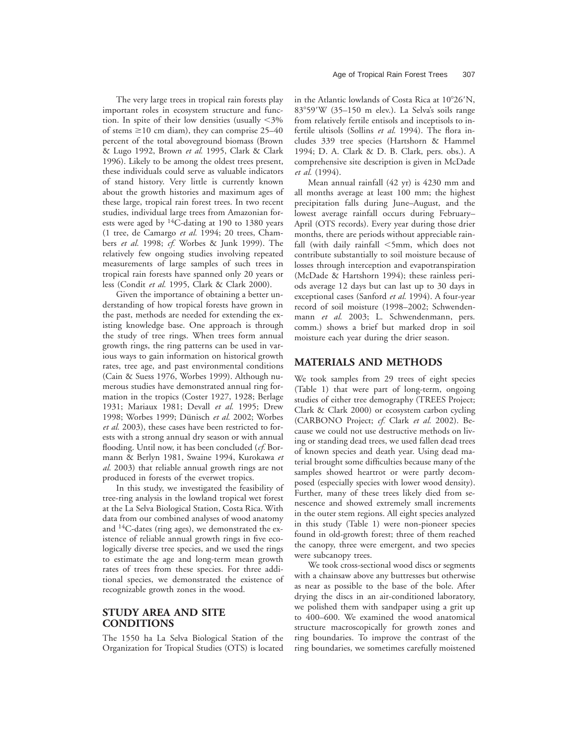The very large trees in tropical rain forests play important roles in ecosystem structure and function. In spite of their low densities (usually <3% of stems ≥10 cm diam), they can comprise 25–40 percent of the total aboveground biomass (Brown & Lugo 1992, Brown *et al.* 1995, Clark & Clark 1996). Likely to be among the oldest trees present, these individuals could serve as valuable indicators of stand history. Very little is currently known about the growth histories and maximum ages of these large, tropical rain forest trees. In two recent studies, individual large trees from Amazonian forests were aged by $^{14}$C-dating at 190 to 1380 years (1 tree, de Camargo *et al.* 1994; 20 trees, Chambers *et al.* 1998; *cf.* Worbes & Junk 1999). The relatively few ongoing studies involving repeated measurements of large samples of such trees in tropical rain forests have spanned only 20 years or less (Condit *et al.* 1995, Clark & Clark 2000).

Given the importance of obtaining a better understanding of how tropical forests have grown in the past, methods are needed for extending the existing knowledge base. One approach is through the study of tree rings. When trees form annual growth rings, the ring patterns can be used in various ways to gain information on historical growth rates, tree age, and past environmental conditions (Cain & Suess 1976, Worbes 1999). Although numerous studies have demonstrated annual ring formation in the tropics (Coster 1927, 1928; Berlage 1931; Mariaux 1981; Devall *et al.* 1995; Drew 1998; Worbes 1999; Dünisch *et al.* 2002; Worbes *et al.* 2003), these cases have been restricted to forests with a strong annual dry season or with annual flooding. Until now, it has been concluded (*cf.* Bormann & Berlyn 1981, Swaine 1994, Kurokawa *et al.* 2003) that reliable annual growth rings are not produced in forests of the everwet tropics.

In this study, we investigated the feasibility of tree-ring analysis in the lowland tropical wet forest at the La Selva Biological Station, Costa Rica. With data from our combined analyses of wood anatomy and $^{14}$C-dates (ring ages), we demonstrated the existence of reliable annual growth rings in five ecologically diverse tree species, and we used the rings to estimate the age and long-term mean growth rates of trees from these species. For three additional species, we demonstrated the existence of recognizable growth zones in the wood.

## STUDY AREA AND SITE CONDITIONS

The 1550 ha La Selva Biological Station of the Organization for Tropical Studies (OTS) is located in the Atlantic lowlands of Costa Rica at 10°26′N, 83°59′W (35–150 m elev.). La Selva's soils range from relatively fertile entisols and inceptisols to infertile ultisols (Sollins *et al.* 1994). The flora includes 339 tree species (Hartshorn & Hammel 1994; D. A. Clark & D. B. Clark, pers. obs.). A comprehensive site description is given in McDade *et al.* (1994).

Mean annual rainfall (42 yr) is 4230 mm and all months average at least 100 mm; the highest precipitation falls during June–August, and the lowest average rainfall occurs during February–April (OTS records). Every year during those drier months, there are periods without appreciable rainfall (with daily rainfall <5mm, which does not contribute substantially to soil moisture because of losses through interception and evapotranspiration (McDade & Hartshorn 1994); these rainless periods average 12 days but can last up to 30 days in exceptional cases (Sanford *et al.* 1994). A four-year record of soil moisture (1998–2002; Schwendenmann *et al.* 2003; L. Schwendenmann, pers. comm.) shows a brief but marked drop in soil moisture each year during the drier season.

## MATERIALS AND METHODS

We took samples from 29 trees of eight species (Table 1) that were part of long-term, ongoing studies of either tree demography (TREES Project; Clark & Clark 2000) or ecosystem carbon cycling (CARBONO Project; *cf.* Clark *et al.* 2002). Because we could not use destructive methods on living or standing dead trees, we used fallen dead trees of known species and death year. Using dead material brought some difficulties because many of the samples showed heartrot or were partly decomposed (especially species with lower wood density). Further, many of these trees likely died from senescence and showed extremely small increments in the outer stem regions. All eight species analyzed in this study (Table 1) were non-pioneer species found in old-growth forest; three of them reached the canopy, three were emergent, and two species were subcanopy trees.

We took cross-sectional wood discs or segments with a chainsaw above any buttresses but otherwise as near as possible to the base of the bole. After drying the discs in an air-conditioned laboratory, we polished them with sandpaper using a grit up to 400–600. We examined the wood anatomical structure macroscopically for growth zones and ring boundaries. To improve the contrast of the ring boundaries, we sometimes carefully moistened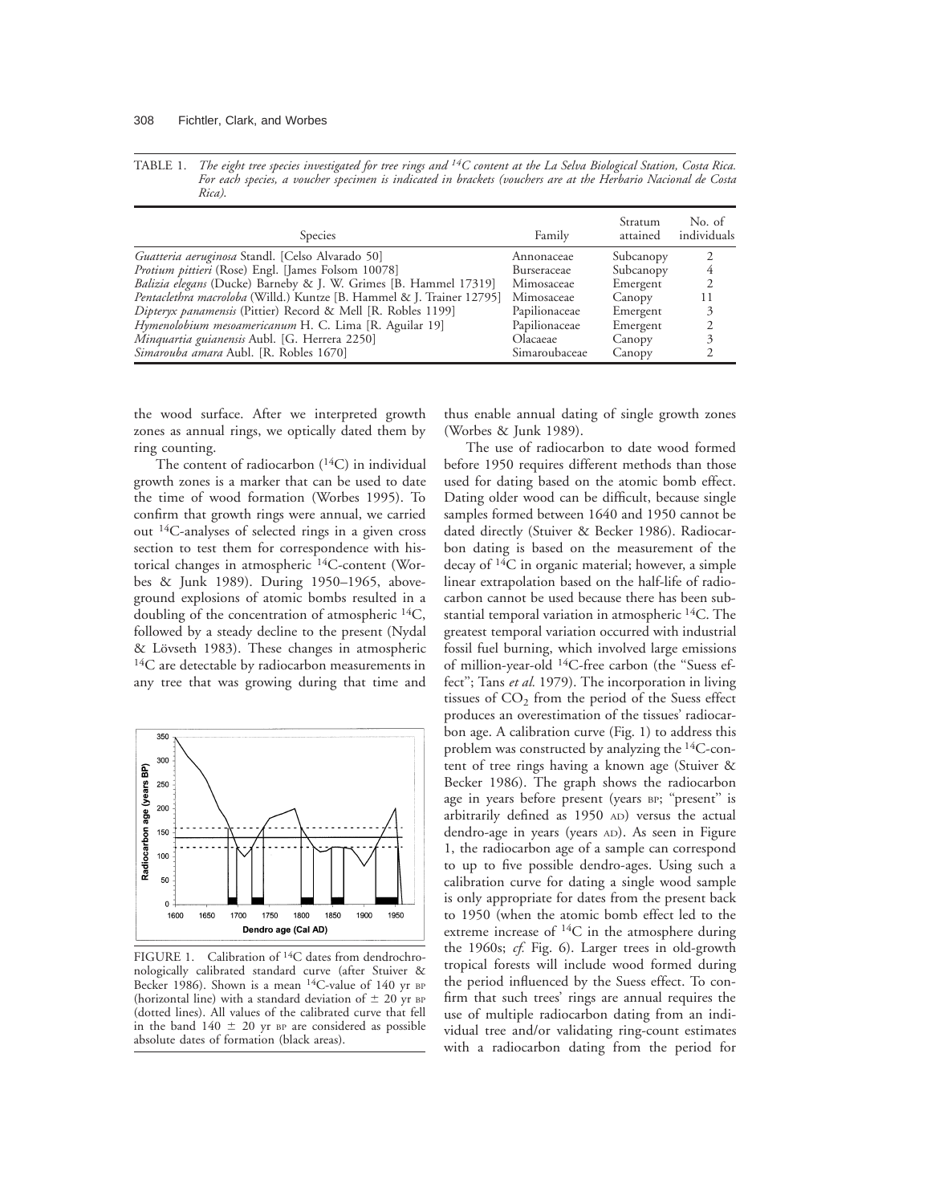TABLE 1. *The eight tree species investigated for tree rings and $^{14}C$ content at the La Selva Biological Station, Costa Rica. For each species, a voucher specimen is indicated in brackets (vouchers are at the Herbario Nacional de Costa Rica).*

| Species | Family | Stratum attained | No. of individuals |
|---|---|---|---|
| *Guatteria aeruginosa* Standl. [Celso Alvarado 50] | Annonaceae | Subcanopy | 2 |
| *Protium pittieri* (Rose) Engl. [James Folsom 10078] | Burseraceae | Subcanopy | 4 |
| *Balizia elegans* (Ducke) Barneby & J. W. Grimes [B. Hammel 17319] | Mimosaceae | Emergent | 2 |
| *Pentaclethra macroloba* (Willd.) Kuntze [B. Hammel & J. Trainer 12795] | Mimosaceae | Canopy | 11 |
| *Dipteryx panamensis* (Pittier) Record & Mell [R. Robles 1199] | Papilionaceae | Emergent | 3 |
| *Hymenolobium mesoamericanum* H. C. Lima [R. Aguilar 19] | Papilionaceae | Emergent | 2 |
| *Minquartia guianensis* Aubl. [G. Herrera 2250] | Olacaeae | Canopy | 3 |
| *Simarouba amara* Aubl. [R. Robles 1670] | Simaroubaceae | Canopy | 2 |

the wood surface. After we interpreted growth zones as annual rings, we optically dated them by ring counting.

The content of radiocarbon ($^{14}C$) in individual growth zones is a marker that can be used to date the time of wood formation (Worbes 1995). To confirm that growth rings were annual, we carried out $^{14}C$-analyses of selected rings in a given cross section to test them for correspondence with historical changes in atmospheric $^{14}C$-content (Worbes & Junk 1989). During 1950–1965, aboveground explosions of atomic bombs resulted in a doubling of the concentration of atmospheric $^{14}C$, followed by a steady decline to the present (Nydal & Lövseth 1983). These changes in atmospheric $^{14}C$ are detectable by radiocarbon measurements in any tree that was growing during that time and thus enable annual dating of single growth zones (Worbes & Junk 1989).

FIGURE 1. Calibration of $^{14}C$ dates from dendrochronologically calibrated standard curve (after Stuiver & Becker 1986). Shown is a mean $^{14}C$-value of 140 yr BP (horizontal line) with a standard deviation of ± 20 yr BP (dotted lines). All values of the calibrated curve that fell in the band 140 ± 20 yr BP are considered as possible absolute dates of formation (black areas).

The use of radiocarbon to date wood formed before 1950 requires different methods than those used for dating based on the atomic bomb effect. Dating older wood can be difficult, because single samples formed between 1640 and 1950 cannot be dated directly (Stuiver & Becker 1986). Radiocarbon dating is based on the measurement of the decay of $^{14}C$ in organic material; however, a simple linear extrapolation based on the half-life of radiocarbon cannot be used because there has been substantial temporal variation in atmospheric $^{14}C$. The greatest temporal variation occurred with industrial fossil fuel burning, which involved large emissions of million-year-old $^{14}C$-free carbon (the "Suess effect"; Tans *et al.* 1979). The incorporation in living tissues of $CO_2$ from the period of the Suess effect produces an overestimation of the tissues' radiocarbon age. A calibration curve (Fig. 1) to address this problem was constructed by analyzing the $^{14}C$-content of tree rings having a known age (Stuiver & Becker 1986). The graph shows the radiocarbon age in years before present (years BP; "present" is arbitrarily defined as 1950 AD) versus the actual dendro-age in years (years AD). As seen in Figure 1, the radiocarbon age of a sample can correspond to up to five possible dendro-ages. Using such a calibration curve for dating a single wood sample is only appropriate for dates from the present back to 1950 (when the atomic bomb effect led to the extreme increase of $^{14}C$ in the atmosphere during the 1960s; *cf.* Fig. 6). Larger trees in old-growth tropical forests will include wood formed during the period influenced by the Suess effect. To confirm that such trees' rings are annual requires the use of multiple radiocarbon dating from an individual tree and/or validating ring-count estimates with a radiocarbon dating from the period for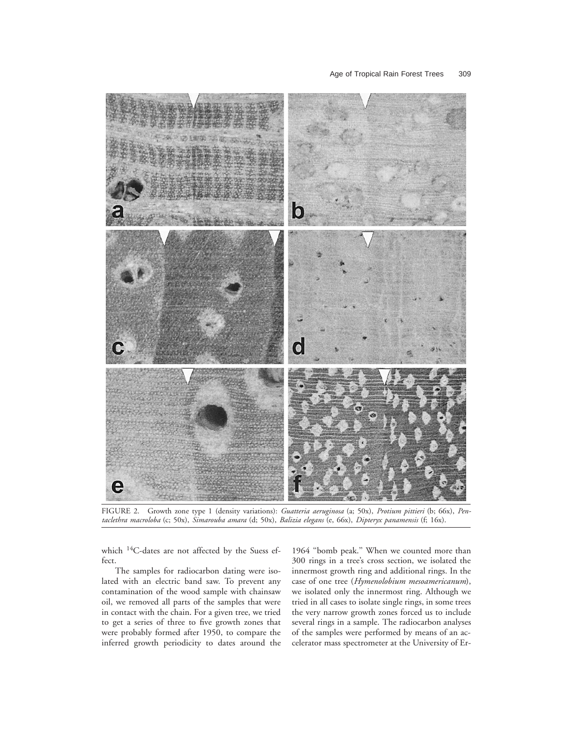FIGURE 2. Growth zone type 1 (density variations): *Guatteria aeruginosa* (a; 50x), *Protium pittieri* (b; 66x), *Pentaclethra macroloba* (c; 50x), *Simarouba amara* (d; 50x), *Balizia elegans* (e, 66x), *Dipteryx panamensis* (f; 16x).

which $^{14}C$-dates are not affected by the Suess effect.

The samples for radiocarbon dating were isolated with an electric band saw. To prevent any contamination of the wood sample with chainsaw oil, we removed all parts of the samples that were in contact with the chain. For a given tree, we tried to get a series of three to five growth zones that were probably formed after 1950, to compare the inferred growth periodicity to dates around the 1964 "bomb peak." When we counted more than 300 rings in a tree's cross section, we isolated the innermost growth ring and additional rings. In the case of one tree (*Hymenolobium mesoamericanum*), we isolated only the innermost ring. Although we tried in all cases to isolate single rings, in some trees the very narrow growth zones forced us to include several rings in a sample. The radiocarbon analyses of the samples were performed by means of an accelerator mass spectrometer at the University of Er-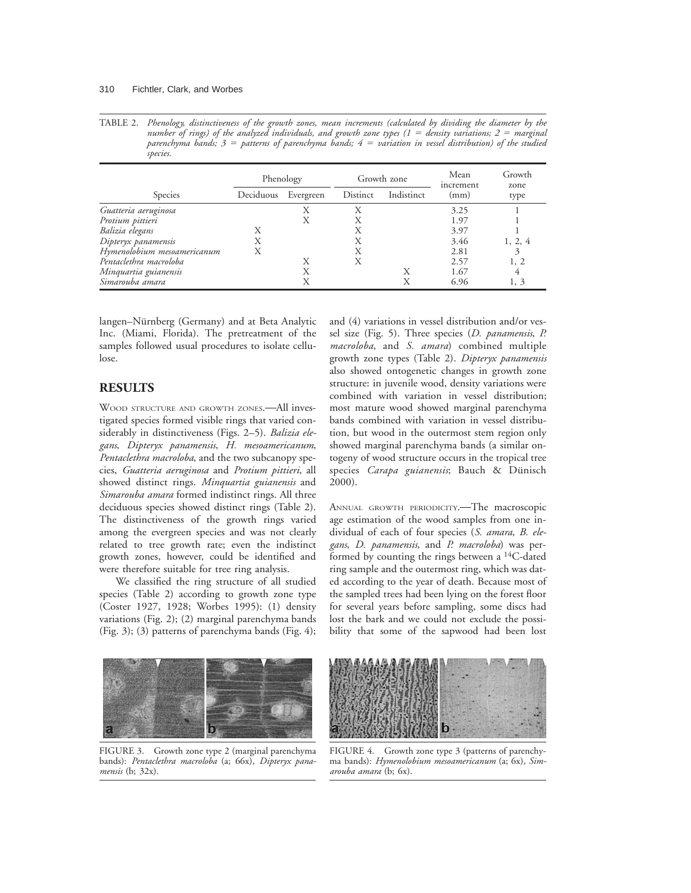TABLE 2. *Phenology, distinctiveness of the growth zones, mean increments (calculated by dividing the diameter by the number of rings) of the analyzed individuals, and growth zone types (1 = density variations; 2 = marginal parenchyma bands; 3 = patterns of parenchyma bands; 4 = variation in vessel distribution) of the studied species.*

| Species | Phenology | | Growth zone | | Mean increment (mm) | Growth zone type |
|---|---|---|---|---|---|---|
| | Deciduous | Evergreen | Distinct | Indistinct | | |
| *Guatteria aeruginosa* | | X | X | | 3.25 | 1 |
| *Protium pittieri* | | X | X | | 1.97 | 1 |
| *Balizia elegans* | X | | X | | 3.97 | 1 |
| *Dipteryx panamensis* | X | | X | | 3.46 | 1, 2, 4 |
| *Hymenolobium mesoamericanum* | X | | X | | 2.81 | 3 |
| *Pentaclethra macroloba* | | X | X | | 2.57 | 1, 2 |
| *Minquartia guianensis* | | X | | X | 1.67 | 4 |
| *Simarouba amara* | | X | | X | 6.96 | 1, 3 |

langen–Nürnberg (Germany) and at Beta Analytic Inc. (Miami, Florida). The pretreatment of the samples followed usual procedures to isolate cellulose.

## RESULTS

WOOD STRUCTURE AND GROWTH ZONES.—All investigated species formed visible rings that varied considerably in distinctiveness (Figs. 2–5). *Balizia elegans*, *Dipteryx panamensis*, *H. mesoamericanum*, *Pentaclethra macroloba*, and the two subcanopy species, *Guatteria aeruginosa* and *Protium pittieri*, all showed distinct rings. *Minquartia guianensis* and *Simarouba amara* formed indistinct rings. All three deciduous species showed distinct rings (Table 2). The distinctiveness of the growth rings varied among the evergreen species and was not clearly related to tree growth rate; even the indistinct growth zones, however, could be identified and were therefore suitable for tree ring analysis.

We classified the ring structure of all studied species (Table 2) according to growth zone type (Coster 1927, 1928; Worbes 1995): (1) density variations (Fig. 2); (2) marginal parenchyma bands (Fig. 3); (3) patterns of parenchyma bands (Fig. 4); and (4) variations in vessel distribution and/or vessel size (Fig. 5). Three species (*D. panamensis*, *P. macroloba*, and *S. amara*) combined multiple growth zone types (Table 2). *Dipteryx panamensis* also showed ontogenetic changes in growth zone structure: in juvenile wood, density variations were combined with variation in vessel distribution; most mature wood showed marginal parenchyma bands combined with variation in vessel distribution, but wood in the outermost stem region only showed marginal parenchyma bands (a similar ontogeny of wood structure occurs in the tropical tree species *Carapa guianensis*; Bauch & Dünisch 2000).

ANNUAL GROWTH PERIODICITY.—The macroscopic age estimation of the wood samples from one individual of each of four species (*S. amara*, *B. elegans*, *D. panamensis*, and *P. macroloba*) was performed by counting the rings between a $^{14}C$-dated ring sample and the outermost ring, which was dated according to the year of death. Because most of the sampled trees had been lying on the forest floor for several years before sampling, some discs had lost the bark and we could not exclude the possibility that some of the sapwood had been lost

FIGURE 3. Growth zone type 2 (marginal parenchyma bands): *Pentaclethra macroloba* (a; 66x), *Dipteryx panamensis* (b; 32x).

FIGURE 4. Growth zone type 3 (patterns of parenchyma bands): *Hymenolobium mesoamericanum* (a; 6x), *Simarouba amara* (b; 6x).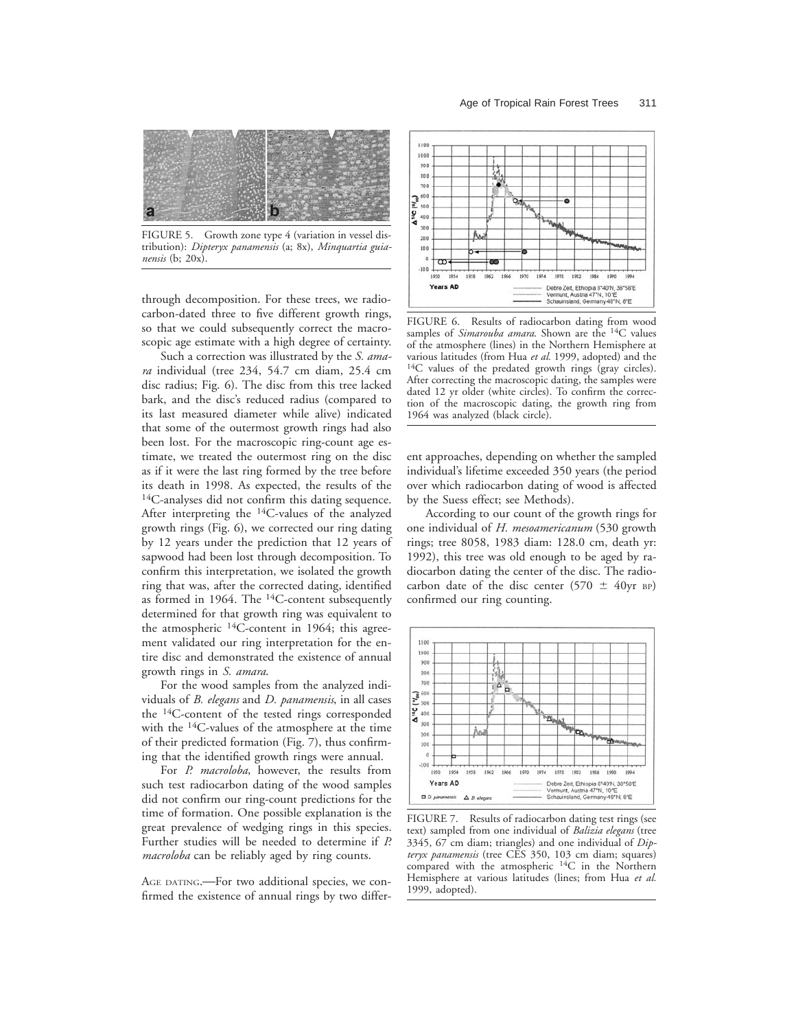FIGURE 5. Growth zone type 4 (variation in vessel distribution): *Dipteryx panamensis* (a; 8x), *Minquartia guianensis* (b; 20x).

through decomposition. For these trees, we radiocarbon-dated three to five different growth rings, so that we could subsequently correct the macroscopic age estimate with a high degree of certainty.

Such a correction was illustrated by the *S. amara* individual (tree 234, 54.7 cm diam, 25.4 cm disc radius; Fig. 6). The disc from this tree lacked bark, and the disc's reduced radius (compared to its last measured diameter while alive) indicated that some of the outermost growth rings had also been lost. For the macroscopic ring-count age estimate, we treated the outermost ring on the disc as if it were the last ring formed by the tree before its death in 1998. As expected, the results of the $^{14}C$-analyses did not confirm this dating sequence. After interpreting the $^{14}C$-values of the analyzed growth rings (Fig. 6), we corrected our ring dating by 12 years under the prediction that 12 years of sapwood had been lost through decomposition. To confirm this interpretation, we isolated the growth ring that was, after the corrected dating, identified as formed in 1964. The $^{14}C$-content subsequently determined for that growth ring was equivalent to the atmospheric $^{14}C$-content in 1964; this agreement validated our ring interpretation for the entire disc and demonstrated the existence of annual growth rings in *S. amara*.

For the wood samples from the analyzed individuals of *B. elegans* and *D. panamensis*, in all cases the $^{14}C$-content of the tested rings corresponded with the $^{14}C$-values of the atmosphere at the time of their predicted formation (Fig. 7), thus confirming that the identified growth rings were annual.

For *P. macroloba*, however, the results from such test radiocarbon dating of the wood samples did not confirm our ring-count predictions for the time of formation. One possible explanation is the great prevalence of wedging rings in this species. Further studies will be needed to determine if *P. macroloba* can be reliably aged by ring counts.

AGE DATING.—For two additional species, we confirmed the existence of annual rings by two different approaches, depending on whether the sampled individual's lifetime exceeded 350 years (the period over which radiocarbon dating of wood is affected by the Suess effect; see Methods).

FIGURE 6. Results of radiocarbon dating from wood samples of *Simarouba amara*. Shown are the $^{14}C$ values of the atmosphere (lines) in the Northern Hemisphere at various latitudes (from Hua *et al.* 1999, adopted) and the $^{14}C$ values of the predated growth rings (gray circles). After correcting the macroscopic dating, the samples were dated 12 yr older (white circles). To confirm the correction of the macroscopic dating, the growth ring from 1964 was analyzed (black circle).

According to our count of the growth rings for one individual of *H. mesoamericanum* (530 growth rings; tree 8058, 1983 diam: 128.0 cm, death yr: 1992), this tree was old enough to be aged by radiocarbon dating the center of the disc. The radiocarbon date of the disc center (570 ± 40yr BP) confirmed our ring counting.

FIGURE 7. Results of radiocarbon dating test rings (see text) sampled from one individual of *Balizia elegans* (tree 3345, 67 cm diam; triangles) and one individual of *Dipteryx panamensis* (tree CES 350, 103 cm diam; squares) compared with the atmospheric $^{14}C$ in the Northern Hemisphere at various latitudes (lines; from Hua *et al.* 1999, adopted).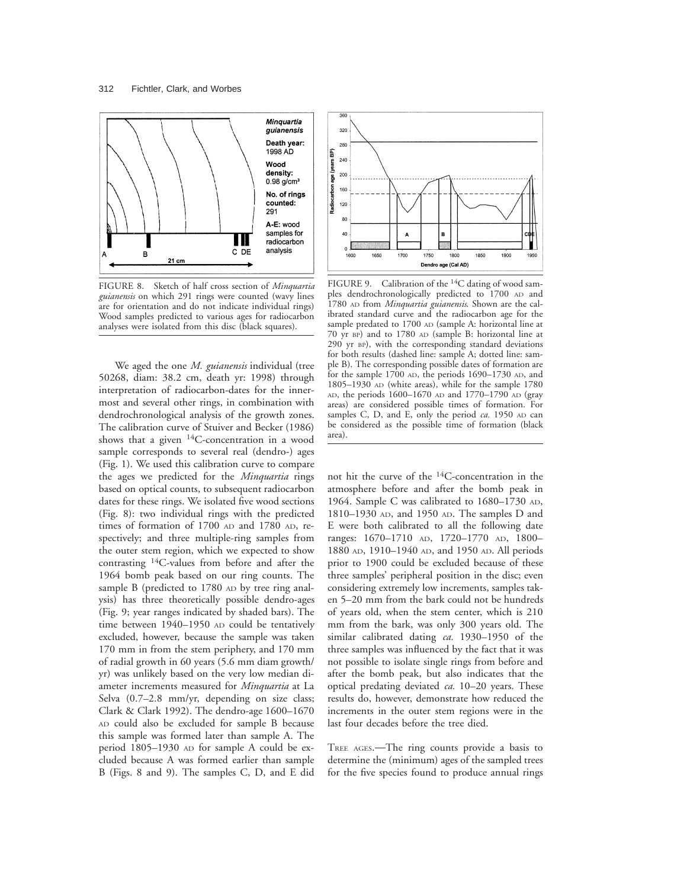FIGURE 8. Sketch of half cross section of *Minquartia guianensis* on which 291 rings were counted (wavy lines are for orientation and do not indicate individual rings) Wood samples predicted to various ages for radiocarbon analyses were isolated from this disc (black squares).

FIGURE 9. Calibration of the $^{14}C$ dating of wood samples dendrochronologically predicted to 1700 AD and 1780 AD from *Minquartia guianensis*. Shown are the calibrated standard curve and the radiocarbon age for the sample predated to 1700 AD (sample A: horizontal line at 70 yr BP) and to 1780 AD (sample B: horizontal line at 290 yr BP), with the corresponding standard deviations for both results (dashed line: sample A; dotted line: sample B). The corresponding possible dates of formation are for the sample 1700 AD, the periods 1690–1730 AD, and 1805–1930 AD (white areas), while for the sample 1780 AD, the periods 1600–1670 AD and 1770–1790 AD (gray areas) are considered possible times of formation. For samples C, D, and E, only the period *ca.* 1950 AD can be considered as the possible time of formation (black area).

We aged the one *M. guianensis* individual (tree 50268, diam: 38.2 cm, death yr: 1998) through interpretation of radiocarbon-dates for the innermost and several other rings, in combination with dendrochronological analysis of the growth zones. The calibration curve of Stuiver and Becker (1986) shows that a given $^{14}C$-concentration in a wood sample corresponds to several real (dendro-) ages (Fig. 1). We used this calibration curve to compare the ages we predicted for the *Minquartia* rings based on optical counts, to subsequent radiocarbon dates for these rings. We isolated five wood sections (Fig. 8): two individual rings with the predicted times of formation of 1700 AD and 1780 AD, respectively; and three multiple-ring samples from the outer stem region, which we expected to show contrasting $^{14}C$-values from before and after the 1964 bomb peak based on our ring counts. The sample B (predicted to 1780 AD by tree ring analysis) has three theoretically possible dendro-ages (Fig. 9; year ranges indicated by shaded bars). The time between 1940–1950 AD could be tentatively excluded, however, because the sample was taken 170 mm in from the stem periphery, and 170 mm of radial growth in 60 years (5.6 mm diam growth/yr) was unlikely based on the very low median diameter increments measured for *Minquartia* at La Selva (0.7–2.8 mm/yr, depending on size class; Clark & Clark 1992). The dendro-age 1600–1670 AD could also be excluded for sample B because this sample was formed later than sample A. The period 1805–1930 AD for sample A could be excluded because A was formed earlier than sample B (Figs. 8 and 9). The samples C, D, and E did not hit the curve of the $^{14}C$-concentration in the atmosphere before and after the bomb peak in 1964. Sample C was calibrated to 1680–1730 AD, 1810–1930 AD, and 1950 AD. The samples D and E were both calibrated to all the following date ranges: 1670–1710 AD, 1720–1770 AD, 1800–1880 AD, 1910–1940 AD, and 1950 AD. All periods prior to 1900 could be excluded because of these three samples' peripheral position in the disc; even considering extremely low increments, samples taken 5–20 mm from the bark could not be hundreds of years old, when the stem center, which is 210 mm from the bark, was only 300 years old. The similar calibrated dating *ca.* 1930–1950 of the three samples was influenced by the fact that it was not possible to isolate single rings from before and after the bomb peak, but also indicates that the optical predating deviated *ca.* 10–20 years. These results do, however, demonstrate how reduced the increments in the outer stem regions were in the last four decades before the tree died.

TREE AGES.—The ring counts provide a basis to determine the (minimum) ages of the sampled trees for the five species found to produce annual rings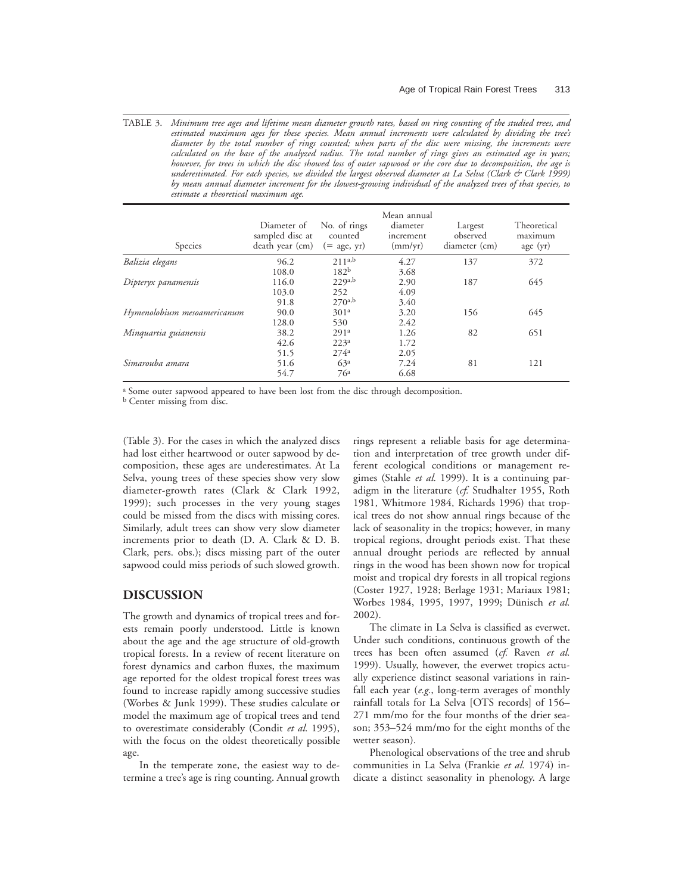TABLE 3. *Minimum tree ages and lifetime mean diameter growth rates, based on ring counting of the studied trees, and estimated maximum ages for these species. Mean annual increments were calculated by dividing the tree's diameter by the total number of rings counted; when parts of the disc were missing, the increments were calculated on the base of the analyzed radius. The total number of rings gives an estimated age in years; however, for trees in which the disc showed loss of outer sapwood or the core due to decomposition, the age is underestimated. For each species, we divided the largest observed diameter at La Selva (Clark & Clark 1999) by mean annual diameter increment for the slowest-growing individual of the analyzed trees of that species, to estimate a theoretical maximum age.*

| Species | Diameter of sampled disc at death year (cm) | No. of rings counted (= age, yr) | Mean annual diameter increment (mm/yr) | Largest observed diameter (cm) | Theoretical maximum age (yr) |
|---|---|---|---|---|---|
| *Balizia elegans* | 96.2 | 211[a,b] | 4.27 | 137 | 372 |
| | 108.0 | 182[b] | 3.68 | | |
| *Dipteryx panamensis* | 116.0 | 229[a,b] | 2.90 | 187 | 645 |
| | 103.0 | 252 | 4.09 | | |
| | 91.8 | 270[a,b] | 3.40 | | |
| *Hymenolobium mesoamericanum* | 90.0 | 301[a] | 3.20 | 156 | 645 |
| | 128.0 | 530 | 2.42 | | |
| *Minquartia guianensis* | 38.2 | 291[a] | 1.26 | 82 | 651 |
| | 42.6 | 223[a] | 1.72 | | |
| | 51.5 | 274[a] | 2.05 | | |
| *Simarouba amara* | 51.6 | 63[a] | 7.24 | 81 | 121 |
| | 54.7 | 76[a] | 6.68 | | |

[a] Some outer sapwood appeared to have been lost from the disc through decomposition.
[b] Center missing from disc.

(Table 3). For the cases in which the analyzed discs had lost either heartwood or outer sapwood by decomposition, these ages are underestimates. At La Selva, young trees of these species show very slow diameter-growth rates (Clark & Clark 1992, 1999); such processes in the very young stages could be missed from the discs with missing cores. Similarly, adult trees can show very slow diameter increments prior to death (D. A. Clark & D. B. Clark, pers. obs.); discs missing part of the outer sapwood could miss periods of such slowed growth.

## DISCUSSION

The growth and dynamics of tropical trees and forests remain poorly understood. Little is known about the age and the age structure of old-growth tropical forests. In a review of recent literature on forest dynamics and carbon fluxes, the maximum age reported for the oldest tropical forest trees was found to increase rapidly among successive studies (Worbes & Junk 1999). These studies calculate or model the maximum age of tropical trees and tend to overestimate considerably (Condit *et al.* 1995), with the focus on the oldest theoretically possible age.

In the temperate zone, the easiest way to determine a tree's age is ring counting. Annual growth rings represent a reliable basis for age determination and interpretation of tree growth under different ecological conditions or management regimes (Stahle *et al.* 1999). It is a continuing paradigm in the literature (*cf.* Studhalter 1955, Roth 1981, Whitmore 1984, Richards 1996) that tropical trees do not show annual rings because of the lack of seasonality in the tropics; however, in many tropical regions, drought periods exist. That these annual drought periods are reflected by annual rings in the wood has been shown now for tropical moist and tropical dry forests in all tropical regions (Coster 1927, 1928; Berlage 1931; Mariaux 1981; Worbes 1984, 1995, 1997, 1999; Dünisch *et al.* 2002).

The climate in La Selva is classified as everwet. Under such conditions, continuous growth of the trees has been often assumed (*cf.* Raven *et al.* 1999). Usually, however, the everwet tropics actually experience distinct seasonal variations in rainfall each year (*e.g.*, long-term averages of monthly rainfall totals for La Selva [OTS records] of 156–271 mm/mo for the four months of the drier season; 353–524 mm/mo for the eight months of the wetter season).

Phenological observations of the tree and shrub communities in La Selva (Frankie *et al.* 1974) indicate a distinct seasonality in phenology. A large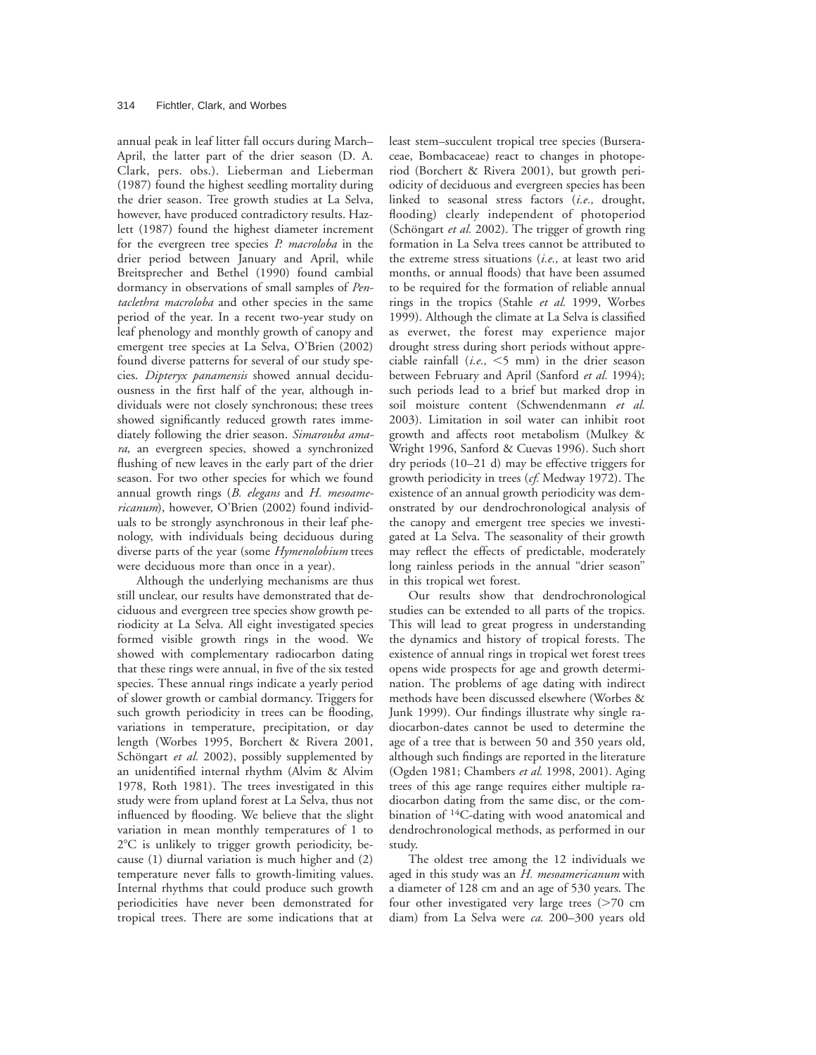annual peak in leaf litter fall occurs during March–April, the latter part of the drier season (D. A. Clark, pers. obs.). Lieberman and Lieberman (1987) found the highest seedling mortality during the drier season. Tree growth studies at La Selva, however, have produced contradictory results. Hazlett (1987) found the highest diameter increment for the evergreen tree species *P. macroloba* in the drier period between January and April, while Breitsprecher and Bethel (1990) found cambial dormancy in observations of small samples of *Pentaclethra macroloba* and other species in the same period of the year. In a recent two-year study on leaf phenology and monthly growth of canopy and emergent tree species at La Selva, O'Brien (2002) found diverse patterns for several of our study species. *Dipteryx panamensis* showed annual deciduousness in the first half of the year, although individuals were not closely synchronous; these trees showed significantly reduced growth rates immediately following the drier season. *Simarouba amara*, an evergreen species, showed a synchronized flushing of new leaves in the early part of the drier season. For two other species for which we found annual growth rings (*B. elegans* and *H. mesoamericanum*), however, O'Brien (2002) found individuals to be strongly asynchronous in their leaf phenology, with individuals being deciduous during diverse parts of the year (some *Hymenolobium* trees were deciduous more than once in a year).

Although the underlying mechanisms are thus still unclear, our results have demonstrated that deciduous and evergreen tree species show growth periodicity at La Selva. All eight investigated species formed visible growth rings in the wood. We showed with complementary radiocarbon dating that these rings were annual, in five of the six tested species. These annual rings indicate a yearly period of slower growth or cambial dormancy. Triggers for such growth periodicity in trees can be flooding, variations in temperature, precipitation, or day length (Worbes 1995, Borchert & Rivera 2001, Schöngart *et al.* 2002), possibly supplemented by an unidentified internal rhythm (Alvim & Alvim 1978, Roth 1981). The trees investigated in this study were from upland forest at La Selva, thus not influenced by flooding. We believe that the slight variation in mean monthly temperatures of 1 to 2°C is unlikely to trigger growth periodicity, because (1) diurnal variation is much higher and (2) temperature never falls to growth-limiting values. Internal rhythms that could produce such growth periodicities have never been demonstrated for tropical trees. There are some indications that at least stem–succulent tropical tree species (Burseraceae, Bombacaceae) react to changes in photoperiod (Borchert & Rivera 2001), but growth periodicity of deciduous and evergreen species has been linked to seasonal stress factors (*i.e.,* drought, flooding) clearly independent of photoperiod (Schöngart *et al.* 2002). The trigger of growth ring formation in La Selva trees cannot be attributed to the extreme stress situations (*i.e.,* at least two arid months, or annual floods) that have been assumed to be required for the formation of reliable annual rings in the tropics (Stahle *et al.* 1999, Worbes 1999). Although the climate at La Selva is classified as everwet, the forest may experience major drought stress during short periods without appreciable rainfall (*i.e.,* <5 mm) in the drier season between February and April (Sanford *et al.* 1994); such periods lead to a brief but marked drop in soil moisture content (Schwendenmann *et al.* 2003). Limitation in soil water can inhibit root growth and affects root metabolism (Mulkey & Wright 1996, Sanford & Cuevas 1996). Such short dry periods (10–21 d) may be effective triggers for growth periodicity in trees (*cf.* Medway 1972). The existence of an annual growth periodicity was demonstrated by our dendrochronological analysis of the canopy and emergent tree species we investigated at La Selva. The seasonality of their growth may reflect the effects of predictable, moderately long rainless periods in the annual "drier season" in this tropical wet forest.

Our results show that dendrochronological studies can be extended to all parts of the tropics. This will lead to great progress in understanding the dynamics and history of tropical forests. The existence of annual rings in tropical wet forest trees opens wide prospects for age and growth determination. The problems of age dating with indirect methods have been discussed elsewhere (Worbes & Junk 1999). Our findings illustrate why single radiocarbon-dates cannot be used to determine the age of a tree that is between 50 and 350 years old, although such findings are reported in the literature (Ogden 1981; Chambers *et al.* 1998, 2001). Aging trees of this age range requires either multiple radiocarbon dating from the same disc, or the combination of $^{14}C$-dating with wood anatomical and dendrochronological methods, as performed in our study.

The oldest tree among the 12 individuals we aged in this study was an *H. mesoamericanum* with a diameter of 128 cm and an age of 530 years. The four other investigated very large trees (>70 cm diam) from La Selva were *ca.* 200–300 years old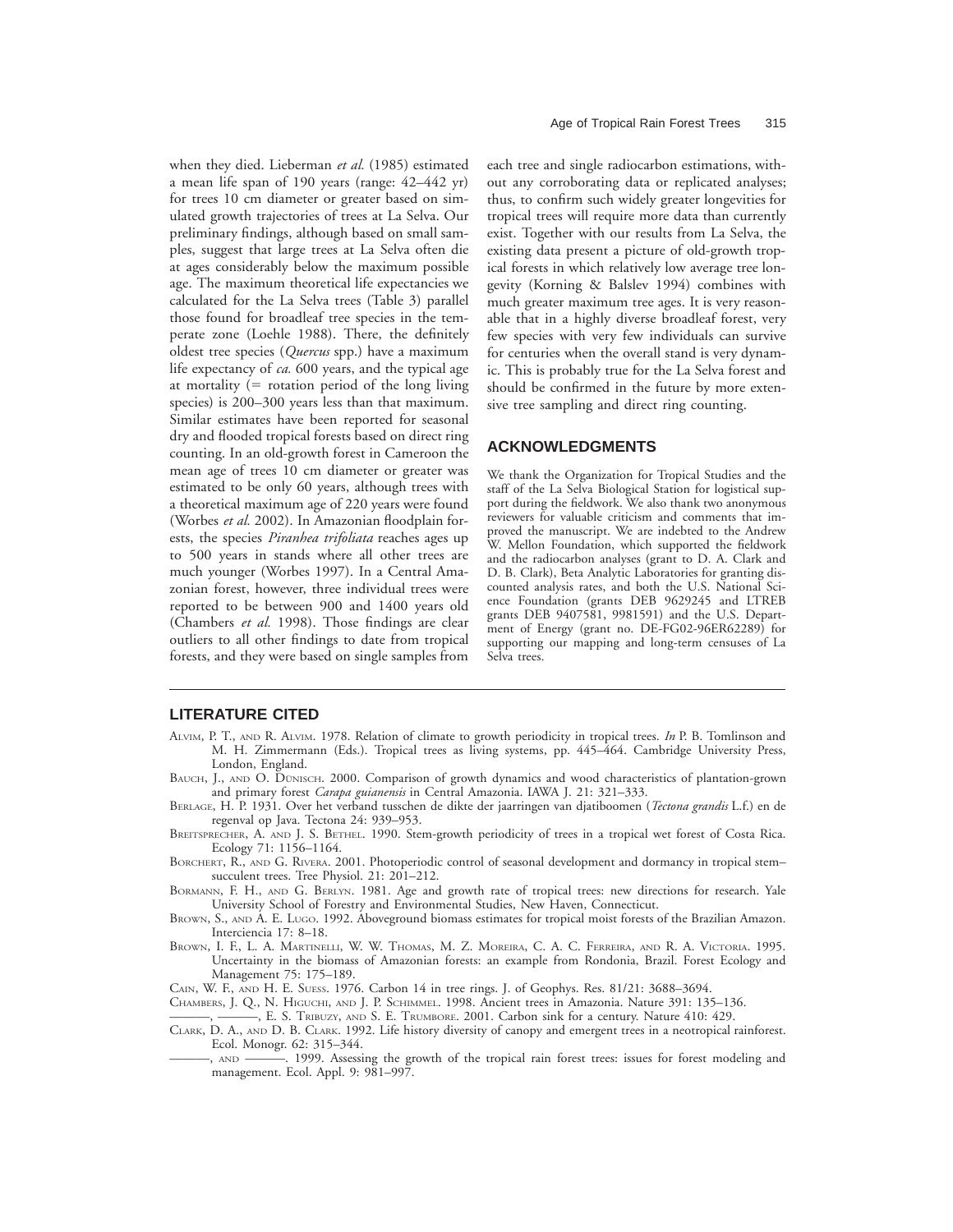when they died. Lieberman *et al.* (1985) estimated a mean life span of 190 years (range: 42–442 yr) for trees 10 cm diameter or greater based on simulated growth trajectories of trees at La Selva. Our preliminary findings, although based on small samples, suggest that large trees at La Selva often die at ages considerably below the maximum possible age. The maximum theoretical life expectancies we calculated for the La Selva trees (Table 3) parallel those found for broadleaf tree species in the temperate zone (Loehle 1988). There, the definitely oldest tree species (*Quercus* spp.) have a maximum life expectancy of *ca.* 600 years, and the typical age at mortality (= rotation period of the long living species) is 200–300 years less than that maximum. Similar estimates have been reported for seasonal dry and flooded tropical forests based on direct ring counting. In an old-growth forest in Cameroon the mean age of trees 10 cm diameter or greater was estimated to be only 60 years, although trees with a theoretical maximum age of 220 years were found (Worbes *et al.* 2002). In Amazonian floodplain forests, the species *Piranhea trifoliata* reaches ages up to 500 years in stands where all other trees are much younger (Worbes 1997). In a Central Amazonian forest, however, three individual trees were reported to be between 900 and 1400 years old (Chambers *et al.* 1998). Those findings are clear outliers to all other findings to date from tropical forests, and they were based on single samples from each tree and single radiocarbon estimations, without any corroborating data or replicated analyses; thus, to confirm such widely greater longevities for tropical trees will require more data than currently exist. Together with our results from La Selva, the existing data present a picture of old-growth tropical forests in which relatively low average tree longevity (Korning & Balslev 1994) combines with much greater maximum tree ages. It is very reasonable that in a highly diverse broadleaf forest, very few species with very few individuals can survive for centuries when the overall stand is very dynamic. This is probably true for the La Selva forest and should be confirmed in the future by more extensive tree sampling and direct ring counting.

## ACKNOWLEDGMENTS

We thank the Organization for Tropical Studies and the staff of the La Selva Biological Station for logistical support during the fieldwork. We also thank two anonymous reviewers for valuable criticism and comments that improved the manuscript. We are indebted to the Andrew W. Mellon Foundation, which supported the fieldwork and the radiocarbon analyses (grant to D. A. Clark and D. B. Clark), Beta Analytic Laboratories for granting discounted analysis rates, and both the U.S. National Science Foundation (grants DEB 9629245 and LTREB grants DEB 9407581, 9981591) and the U.S. Department of Energy (grant no. DE-FG02-96ER62289) for supporting our mapping and long-term censuses of La Selva trees.

## LITERATURE CITED

Alvim, P. T., and R. Alvim. 1978. Relation of climate to growth periodicity in tropical trees. *In* P. B. Tomlinson and M. H. Zimmermann (Eds.). Tropical trees as living systems, pp. 445–464. Cambridge University Press, London, England.

Bauch, J., and O. Dünisch. 2000. Comparison of growth dynamics and wood characteristics of plantation-grown and primary forest *Carapa guianensis* in Central Amazonia. IAWA J. 21: 321–333.

Berlage, H. P. 1931. Over het verband tusschen de dikte der jaarringen van djatiboomen (*Tectona grandis* L.f.) en de regenval op Java. Tectona 24: 939–953.

Breitsprecher, A. and J. S. Bethel. 1990. Stem-growth periodicity of trees in a tropical wet forest of Costa Rica. Ecology 71: 1156–1164.

Borchert, R., and G. Rivera. 2001. Photoperiodic control of seasonal development and dormancy in tropical stem–succulent trees. Tree Physiol. 21: 201–212.

Bormann, F. H., and G. Berlyn. 1981. Age and growth rate of tropical trees: new directions for research. Yale University School of Forestry and Environmental Studies, New Haven, Connecticut.

Brown, S., and A. E. Lugo. 1992. Aboveground biomass estimates for tropical moist forests of the Brazilian Amazon. Interciencia 17: 8–18.

Brown, I. F., L. A. Martinelli, W. W. Thomas, M. Z. Moreira, C. A. C. Ferreira, and R. A. Victoria. 1995. Uncertainty in the biomass of Amazonian forests: an example from Rondonia, Brazil. Forest Ecology and Management 75: 175–189.

Cain, W. F., and H. E. Suess. 1976. Carbon 14 in tree rings. J. of Geophys. Res. 81/21: 3688–3694.

Chambers, J. Q., N. Higuchi, and J. P. Schimmel. 1998. Ancient trees in Amazonia. Nature 391: 135–136.

———, ———, E. S. Tribuzy, and S. E. Trumbore. 2001. Carbon sink for a century. Nature 410: 429.

Clark, D. A., and D. B. Clark. 1992. Life history diversity of canopy and emergent trees in a neotropical rainforest. Ecol. Monogr. 62: 315–344.

———, and ———. 1999. Assessing the growth of the tropical rain forest trees: issues for forest modeling and management. Ecol. Appl. 9: 981–997.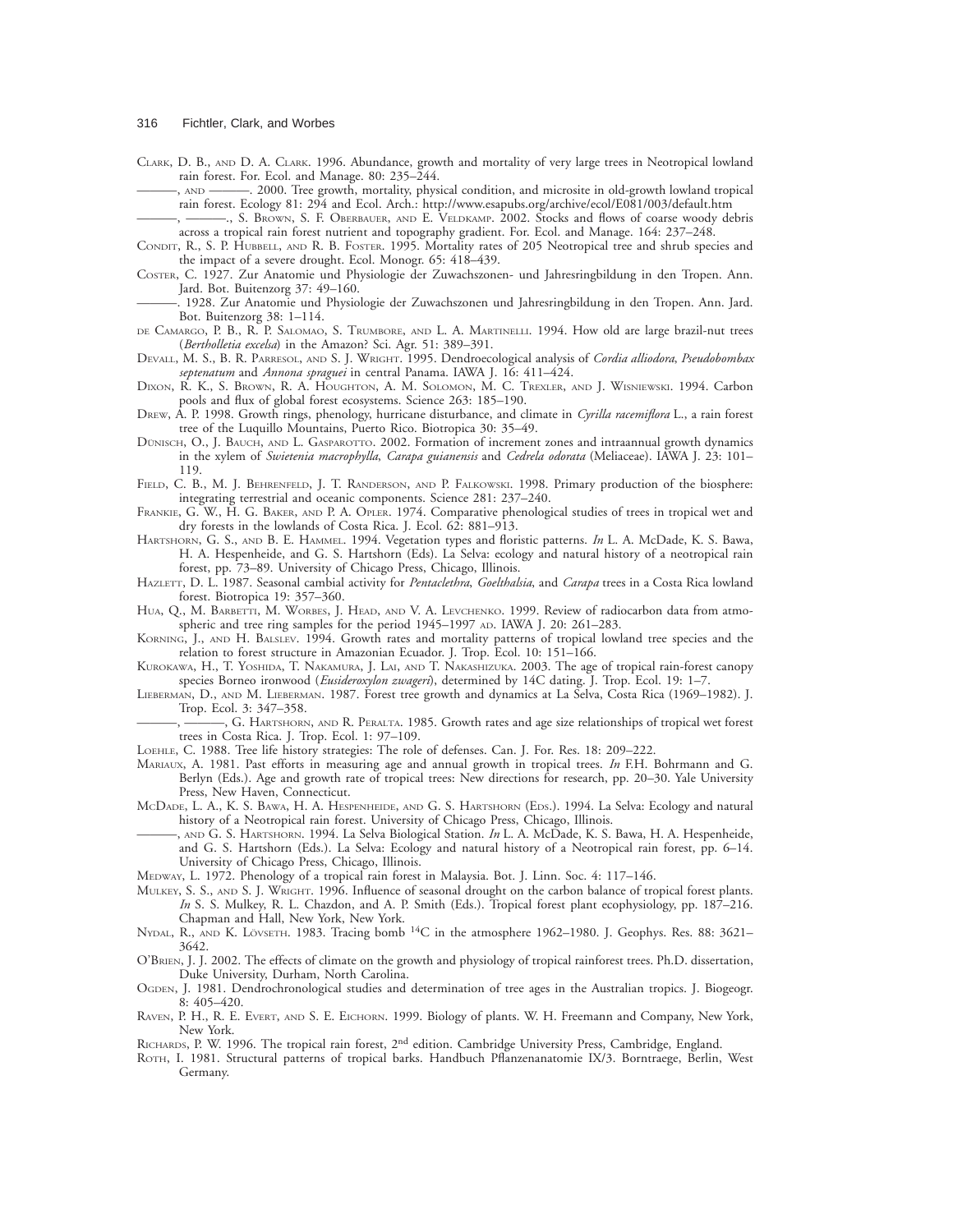Clark, D. B., and D. A. Clark. 1996. Abundance, growth and mortality of very large trees in Neotropical lowland rain forest. For. Ecol. and Manage. 80: 235–244.

———, and ———. 2000. Tree growth, mortality, physical condition, and microsite in old-growth lowland tropical rain forest. Ecology 81: 294 and Ecol. Arch.: http://www.esapubs.org/archive/ecol/E081/003/default.htm

———, ———., S. Brown, S. F. Oberbauer, and E. Veldkamp. 2002. Stocks and flows of coarse woody debris across a tropical rain forest nutrient and topography gradient. For. Ecol. and Manage. 164: 237–248.

Condit, R., S. P. Hubbell, and R. B. Foster. 1995. Mortality rates of 205 Neotropical tree and shrub species and the impact of a severe drought. Ecol. Monogr. 65: 418–439.

Coster, C. 1927. Zur Anatomie und Physiologie der Zuwachszonen- und Jahresringbildung in den Tropen. Ann. Jard. Bot. Buitenzorg 37: 49–160.

———. 1928. Zur Anatomie und Physiologie der Zuwachszonen und Jahresringbildung in den Tropen. Ann. Jard. Bot. Buitenzorg 38: 1–114.

de Camargo, P. B., R. P. Salomao, S. Trumbore, and L. A. Martinelli. 1994. How old are large brazil-nut trees (*Bertholletia excelsa*) in the Amazon? Sci. Agr. 51: 389–391.

Devall, M. S., B. R. Parresol, and S. J. Wright. 1995. Dendroecological analysis of *Cordia alliodora*, *Pseudobombax septenatum* and *Annona spraguei* in central Panama. IAWA J. 16: 411–424.

Dixon, R. K., S. Brown, R. A. Houghton, A. M. Solomon, M. C. Trexler, and J. Wisniewski. 1994. Carbon pools and flux of global forest ecosystems. Science 263: 185–190.

Drew, A. P. 1998. Growth rings, phenology, hurricane disturbance, and climate in *Cyrilla racemiflora* L., a rain forest tree of the Luquillo Mountains, Puerto Rico. Biotropica 30: 35–49.

Dünisch, O., J. Bauch, and L. Gasparotto. 2002. Formation of increment zones and intraannual growth dynamics in the xylem of *Swietenia macrophylla*, *Carapa guianensis* and *Cedrela odorata* (Meliaceae). IAWA J. 23: 101–119.

Field, C. B., M. J. Behrenfeld, J. T. Randerson, and P. Falkowski. 1998. Primary production of the biosphere: integrating terrestrial and oceanic components. Science 281: 237–240.

Frankie, G. W., H. G. Baker, and P. A. Opler. 1974. Comparative phenological studies of trees in tropical wet and dry forests in the lowlands of Costa Rica. J. Ecol. 62: 881–913.

Hartshorn, G. S., and B. E. Hammel. 1994. Vegetation types and floristic patterns. *In* L. A. McDade, K. S. Bawa, H. A. Hespenheide, and G. S. Hartshorn (Eds). La Selva: ecology and natural history of a neotropical rain forest, pp. 73–89. University of Chicago Press, Chicago, Illinois.

Hazlett, D. L. 1987. Seasonal cambial activity for *Pentaclethra*, *Goelthalsia*, and *Carapa* trees in a Costa Rica lowland forest. Biotropica 19: 357–360.

Hua, Q., M. Barbetti, M. Worbes, J. Head, and V. A. Levchenko. 1999. Review of radiocarbon data from atmospheric and tree ring samples for the period 1945–1997 ad. IAWA J. 20: 261–283.

Korning, J., and H. Balslev. 1994. Growth rates and mortality patterns of tropical lowland tree species and the relation to forest structure in Amazonian Ecuador. J. Trop. Ecol. 10: 151–166.

Kurokawa, H., T. Yoshida, T. Nakamura, J. Lai, and T. Nakashizuka. 2003. The age of tropical rain-forest canopy species Borneo ironwood (*Eusideroxylon zwageri*), determined by 14C dating. J. Trop. Ecol. 19: 1–7.

Lieberman, D., and M. Lieberman. 1987. Forest tree growth and dynamics at La Selva, Costa Rica (1969–1982). J. Trop. Ecol. 3: 347–358.

———, ———, G. Hartshorn, and R. Peralta. 1985. Growth rates and age size relationships of tropical wet forest trees in Costa Rica. J. Trop. Ecol. 1: 97–109.

Loehle, C. 1988. Tree life history strategies: The role of defenses. Can. J. For. Res. 18: 209–222.

Mariaux, A. 1981. Past efforts in measuring age and annual growth in tropical trees. *In* F.H. Bohrmann and G. Berlyn (Eds.). Age and growth rate of tropical trees: New directions for research, pp. 20–30. Yale University Press, New Haven, Connecticut.

McDade, L. A., K. S. Bawa, H. A. Hespenheide, and G. S. Hartshorn (Eds.). 1994. La Selva: Ecology and natural history of a Neotropical rain forest. University of Chicago Press, Chicago, Illinois.

———, and G. S. Hartshorn. 1994. La Selva Biological Station. *In* L. A. McDade, K. S. Bawa, H. A. Hespenheide, and G. S. Hartshorn (Eds.). La Selva: Ecology and natural history of a Neotropical rain forest, pp. 6–14. University of Chicago Press, Chicago, Illinois.

Medway, L. 1972. Phenology of a tropical rain forest in Malaysia. Bot. J. Linn. Soc. 4: 117–146.

Mulkey, S. S., and S. J. Wright. 1996. Influence of seasonal drought on the carbon balance of tropical forest plants. *In* S. S. Mulkey, R. L. Chazdon, and A. P. Smith (Eds.). Tropical forest plant ecophysiology, pp. 187–216. Chapman and Hall, New York, New York.

Nydal, R., and K. Lövseth. 1983. Tracing bomb $^{14}$C in the atmosphere 1962–1980. J. Geophys. Res. 88: 3621–3642.

O'Brien, J. J. 2002. The effects of climate on the growth and physiology of tropical rainforest trees. Ph.D. dissertation, Duke University, Durham, North Carolina.

Ogden, J. 1981. Dendrochronological studies and determination of tree ages in the Australian tropics. J. Biogeogr. 8: 405–420.

Raven, P. H., R. E. Evert, and S. E. Eichorn. 1999. Biology of plants. W. H. Freemann and Company, New York, New York.

Richards, P. W. 1996. The tropical rain forest, 2nd edition. Cambridge University Press, Cambridge, England.

Roth, I. 1981. Structural patterns of tropical barks. Handbuch Pflanzenanatomie IX/3. Borntraege, Berlin, West Germany.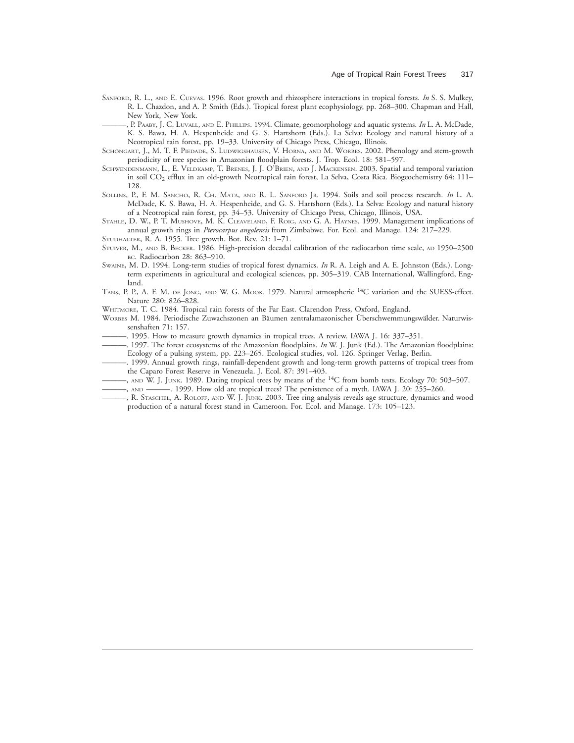Sanford, R. L., and E. Cuevas. 1996. Root growth and rhizosphere interactions in tropical forests. *In* S. S. Mulkey, R. L. Chazdon, and A. P. Smith (Eds.). Tropical forest plant ecophysiology, pp. 268–300. Chapman and Hall, New York, New York.

———, P. Paaby, J. C. Luvall, and E. Phillips. 1994. Climate, geomorphology and aquatic systems. *In* L. A. McDade, K. S. Bawa, H. A. Hespenheide and G. S. Hartshorn (Eds.). La Selva: Ecology and natural history of a Neotropical rain forest, pp. 19–33. University of Chicago Press, Chicago, Illinois.

Schöngart, J., M. T. F. Piedade, S. Ludwigshausen, V. Horna, and M. Worbes. 2002. Phenology and stem-growth periodicity of tree species in Amazonian floodplain forests. J. Trop. Ecol. 18: 581–597.

Schwendenmann, L., E. Veldkamp, T. Brenes, J. J. O'Brien, and J. Mackensen. 2003. Spatial and temporal variation in soil $CO_2$ efflux in an old-growth Neotropical rain forest, La Selva, Costa Rica. Biogeochemistry 64: 111–128.

Sollins, P., F. M. Sancho, R. Ch. Mata, and R. L. Sanford Jr. 1994. Soils and soil process research. *In* L. A. McDade, K. S. Bawa, H. A. Hespenheide, and G. S. Hartshorn (Eds.). La Selva: Ecology and natural history of a Neotropical rain forest, pp. 34–53. University of Chicago Press, Chicago, Illinois, USA.

Stahle, D. W., P. T. Mushove, M. K. Cleaveland, F. Roig, and G. A. Haynes. 1999. Management implications of annual growth rings in *Pterocarpus angolensis* from Zimbabwe. For. Ecol. and Manage. 124: 217–229.

Studhalter, R. A. 1955. Tree growth. Bot. Rev. 21: 1–71.

Stuiver, M., and B. Becker. 1986. High-precision decadal calibration of the radiocarbon time scale, AD 1950–2500 BC. Radiocarbon 28: 863–910.

Swaine, M. D. 1994. Long-term studies of tropical forest dynamics. *In* R. A. Leigh and A. E. Johnston (Eds.). Long-term experiments in agricultural and ecological sciences, pp. 305–319. CAB International, Wallingford, England.

Tans, P. P., A. F. M. de Jong, and W. G. Mook. 1979. Natural atmospheric $^{14}C$ variation and the SUESS-effect. Nature 280: 826–828.

Whitmore, T. C. 1984. Tropical rain forests of the Far East. Clarendon Press, Oxford, England.

Worbes M. 1984. Periodische Zuwachszonen an Bäumen zentralamazonischer Überschwemmungswälder. Naturwissenshaften 71: 157.

———. 1995. How to measure growth dynamics in tropical trees. A review. IAWA J. 16: 337–351.

———. 1997. The forest ecosystems of the Amazonian floodplains. *In* W. J. Junk (Ed.). The Amazonian floodplains: Ecology of a pulsing system, pp. 223–265. Ecological studies, vol. 126. Springer Verlag, Berlin.

———. 1999. Annual growth rings, rainfall-dependent growth and long-term growth patterns of tropical trees from the Caparo Forest Reserve in Venezuela. J. Ecol. 87: 391–403.

———, and W. J. Junk. 1989. Dating tropical trees by means of the $^{14}C$ from bomb tests. Ecology 70: 503–507.

———, and ———. 1999. How old are tropical trees? The persistence of a myth. IAWA J. 20: 255–260.

———, R. Staschel, A. Roloff, and W. J. Junk. 2003. Tree ring analysis reveals age structure, dynamics and wood production of a natural forest stand in Cameroon. For. Ecol. and Manage. 173: 105–123.